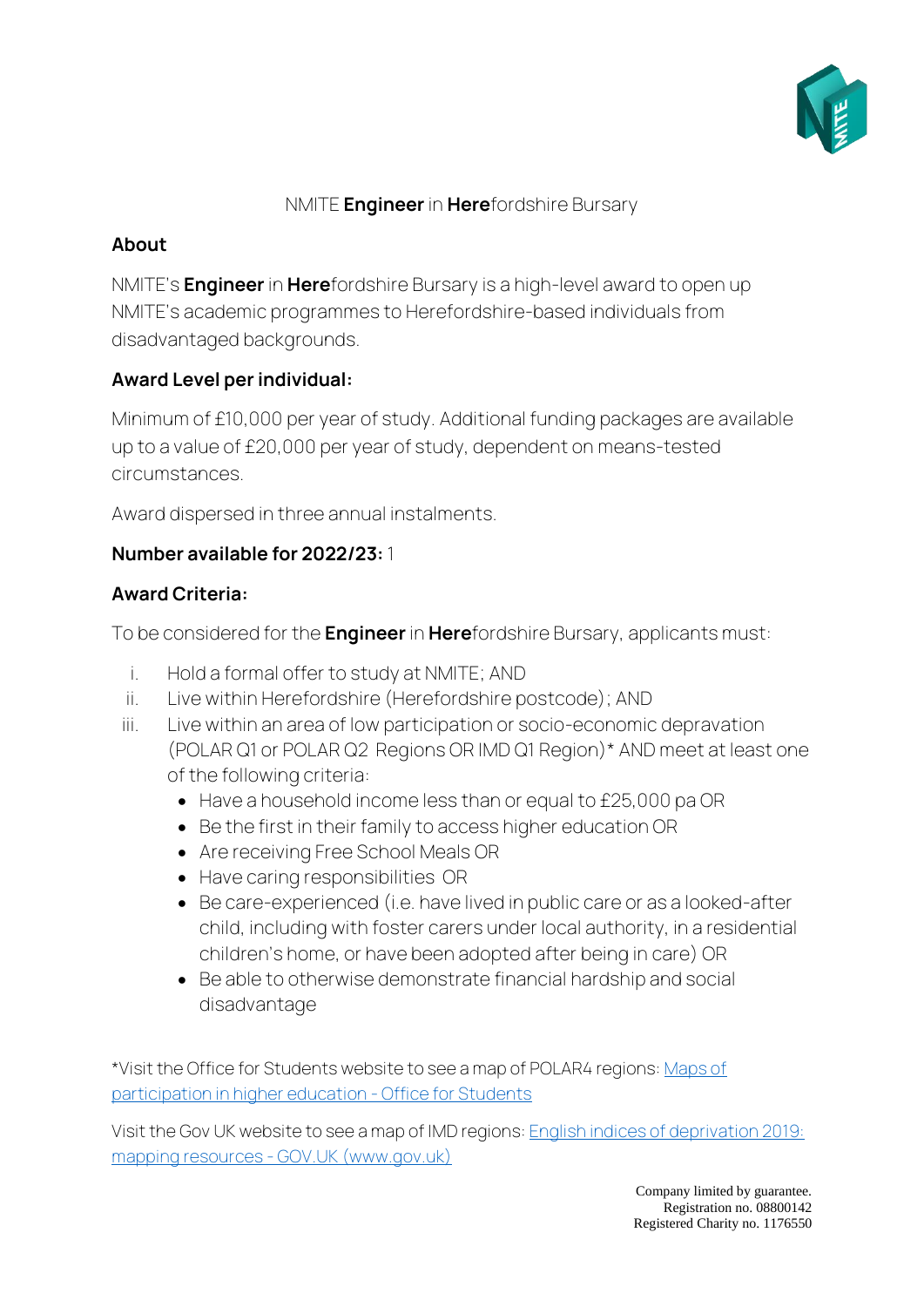# NMITE **Engineer** in **Here**fordshire Bursary

## About

NMITE's **Engineer** in **Here**fordshire Bursary is a high-level award to open up NMITE's academic programmes to Herefordshire-based individuals from disadvantaged backgrounds.

## Award Level per individual:

Minimum of £10,000 per year of study. Additional funding packages are available up to a value of £20,000 per year of study, dependent on means-tested circumstances.

Award dispersed in three annual instalments.

**Number available for 2022/23:** 1

## Award Criteria:

To be considered for the **Engineer** in **Here**fordshire Bursary, applicants must:

i. Hold a formal offer to study at NMITE; AND
ii. Live within Herefordshire (Herefordshire postcode); AND
iii. Live within an area of low participation or socio-economic deprivation (POLAR Q1 or POLAR Q2 Regions OR IMD Q1 Region)* AND meet at least one of the following criteria:
    - Have a household income less than or equal to £25,000 pa OR
    - Be the first in their family to access higher education OR
    - Are receiving Free School Meals OR
    - Have caring responsibilities OR
    - Be care-experienced (i.e. have lived in public care or as a looked-after child, including with foster carers under local authority, in a residential children's home, or have been adopted after being in care) OR
    - Be able to otherwise demonstrate financial hardship and social disadvantage

*Visit the Office for Students website to see a map of POLAR4 regions: Maps of participation in higher education - Office for Students

Visit the Gov UK website to see a map of IMD regions: English indices of deprivation 2019: mapping resources - GOV.UK (www.gov.uk)

Company limited by guarantee.
Registration no. 08800142
Registered Charity no. 1176550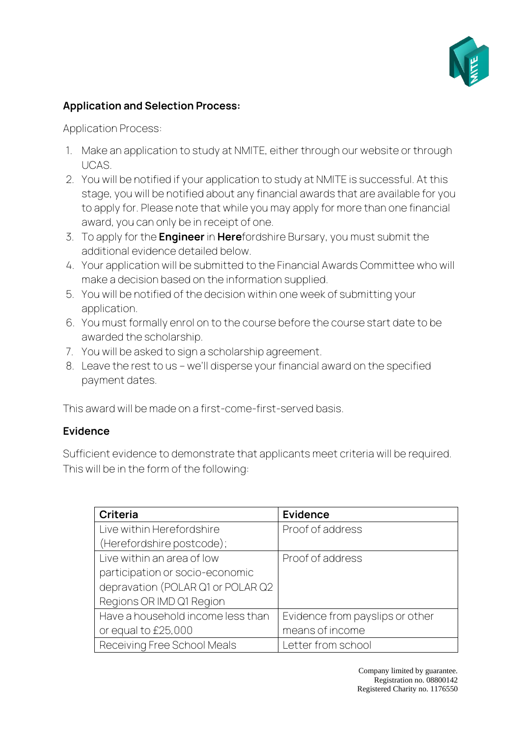**Application and Selection Process:**

Application Process:

1. Make an application to study at NMITE, either through our website or through UCAS.
2. You will be notified if your application to study at NMITE is successful. At this stage, you will be notified about any financial awards that are available for you to apply for. Please note that while you may apply for more than one financial award, you can only be in receipt of one.
3. To apply for the **Engineer** in **Here**fordshire Bursary, you must submit the additional evidence detailed below.
4. Your application will be submitted to the Financial Awards Committee who will make a decision based on the information supplied.
5. You will be notified of the decision within one week of submitting your application.
6. You must formally enrol on to the course before the course start date to be awarded the scholarship.
7. You will be asked to sign a scholarship agreement.
8. Leave the rest to us – we'll disperse your financial award on the specified payment dates.

This award will be made on a first-come-first-served basis.

**Evidence**

Sufficient evidence to demonstrate that applicants meet criteria will be required. This will be in the form of the following:

| Criteria | Evidence |
|---|---|
| Live within Herefordshire (Herefordshire postcode); | Proof of address |
| Live within an area of low participation or socio-economic depravation (POLAR Q1 or POLAR Q2 Regions OR IMD Q1 Region | Proof of address |
| Have a household income less than or equal to £25,000 | Evidence from payslips or other means of income |
| Receiving Free School Meals | Letter from school |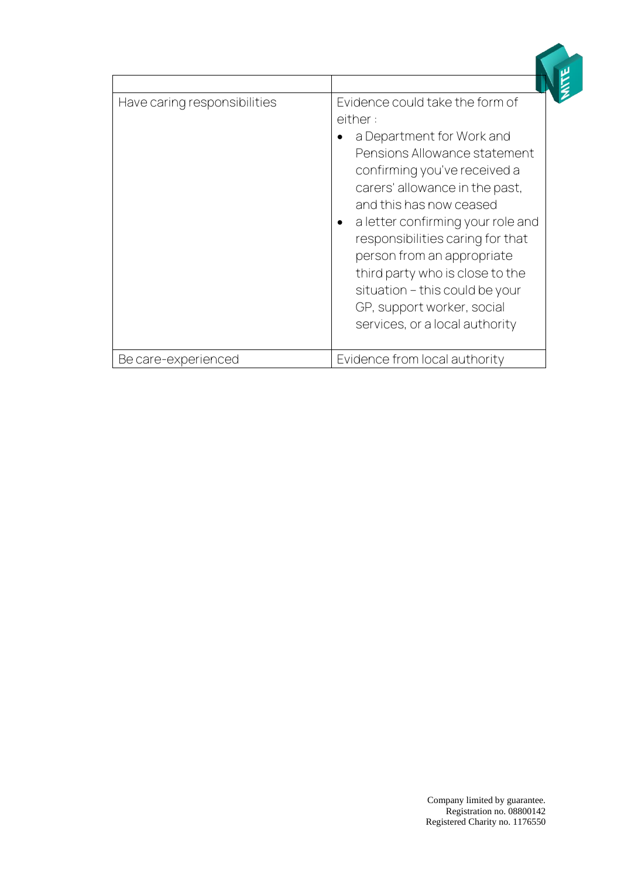| | |
|---|---|
| Have caring responsibilities | Evidence could take the form of either :<br>• a Department for Work and Pensions Allowance statement confirming you've received a carers' allowance in the past, and this has now ceased<br>• a letter confirming your role and responsibilities caring for that person from an appropriate third party who is close to the situation – this could be your GP, support worker, social services, or a local authority |
| Be care-experienced | Evidence from local authority |

Company limited by guarantee.
Registration no. 08800142
Registered Charity no. 1176550